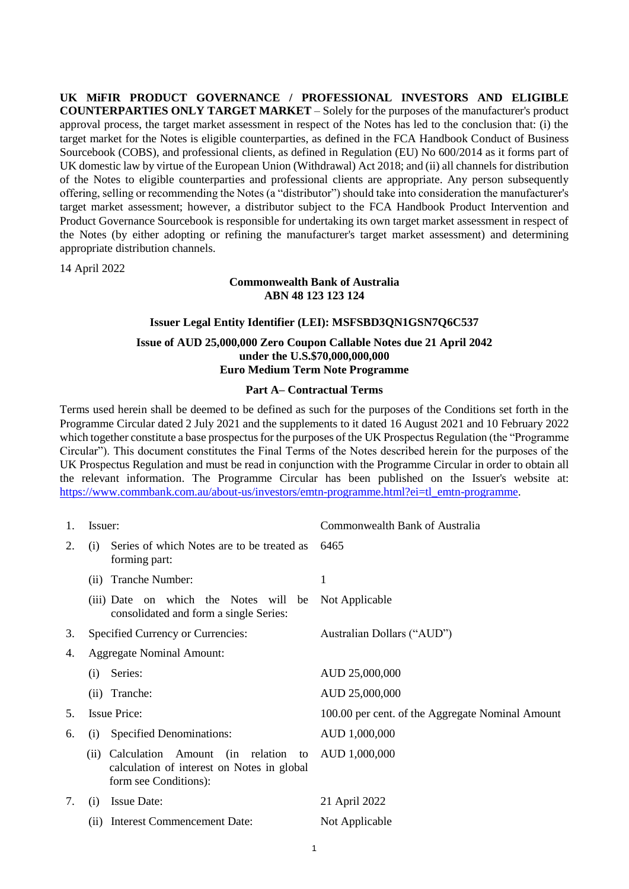**UK MiFIR PRODUCT GOVERNANCE / PROFESSIONAL INVESTORS AND ELIGIBLE COUNTERPARTIES ONLY TARGET MARKET** – Solely for the purposes of the manufacturer's product approval process, the target market assessment in respect of the Notes has led to the conclusion that: (i) the target market for the Notes is eligible counterparties, as defined in the FCA Handbook Conduct of Business Sourcebook (COBS), and professional clients, as defined in Regulation (EU) No 600/2014 as it forms part of UK domestic law by virtue of the European Union (Withdrawal) Act 2018; and (ii) all channels for distribution of the Notes to eligible counterparties and professional clients are appropriate. Any person subsequently offering, selling or recommending the Notes (a "distributor") should take into consideration the manufacturer's target market assessment; however, a distributor subject to the FCA Handbook Product Intervention and Product Governance Sourcebook is responsible for undertaking its own target market assessment in respect of the Notes (by either adopting or refining the manufacturer's target market assessment) and determining appropriate distribution channels.

14 April 2022

**Commonwealth Bank of Australia**
**ABN 48 123 123 124**

**Issuer Legal Entity Identifier (LEI): MSFSBD3QN1GSN7Q6C537**

**Issue of AUD 25,000,000 Zero Coupon Callable Notes due 21 April 2042**
**under the U.S.$70,000,000,000**
**Euro Medium Term Note Programme**

**Part A– Contractual Terms**

Terms used herein shall be deemed to be defined as such for the purposes of the Conditions set forth in the Programme Circular dated 2 July 2021 and the supplements to it dated 16 August 2021 and 10 February 2022 which together constitute a base prospectus for the purposes of the UK Prospectus Regulation (the "Programme Circular"). This document constitutes the Final Terms of the Notes described herein for the purposes of the UK Prospectus Regulation and must be read in conjunction with the Programme Circular in order to obtain all the relevant information. The Programme Circular has been published on the Issuer's website at: https://www.commbank.com.au/about-us/investors/emtn-programme.html?ei=tl_emtn-programme.

| | | |
|---|---|---|
| 1. | Issuer: | Commonwealth Bank of Australia |
| 2. | (i) Series of which Notes are to be treated as forming part: | 6465 |
| | (ii) Tranche Number: | 1 |
| | (iii) Date on which the Notes will be consolidated and form a single Series: | Not Applicable |
| 3. | Specified Currency or Currencies: | Australian Dollars ("AUD") |
| 4. | Aggregate Nominal Amount: | |
| | (i) Series: | AUD 25,000,000 |
| | (ii) Tranche: | AUD 25,000,000 |
| 5. | Issue Price: | 100.00 per cent. of the Aggregate Nominal Amount |
| 6. | (i) Specified Denominations: | AUD 1,000,000 |
| | (ii) Calculation Amount (in relation to calculation of interest on Notes in global form see Conditions): | AUD 1,000,000 |
| 7. | (i) Issue Date: | 21 April 2022 |
| | (ii) Interest Commencement Date: | Not Applicable |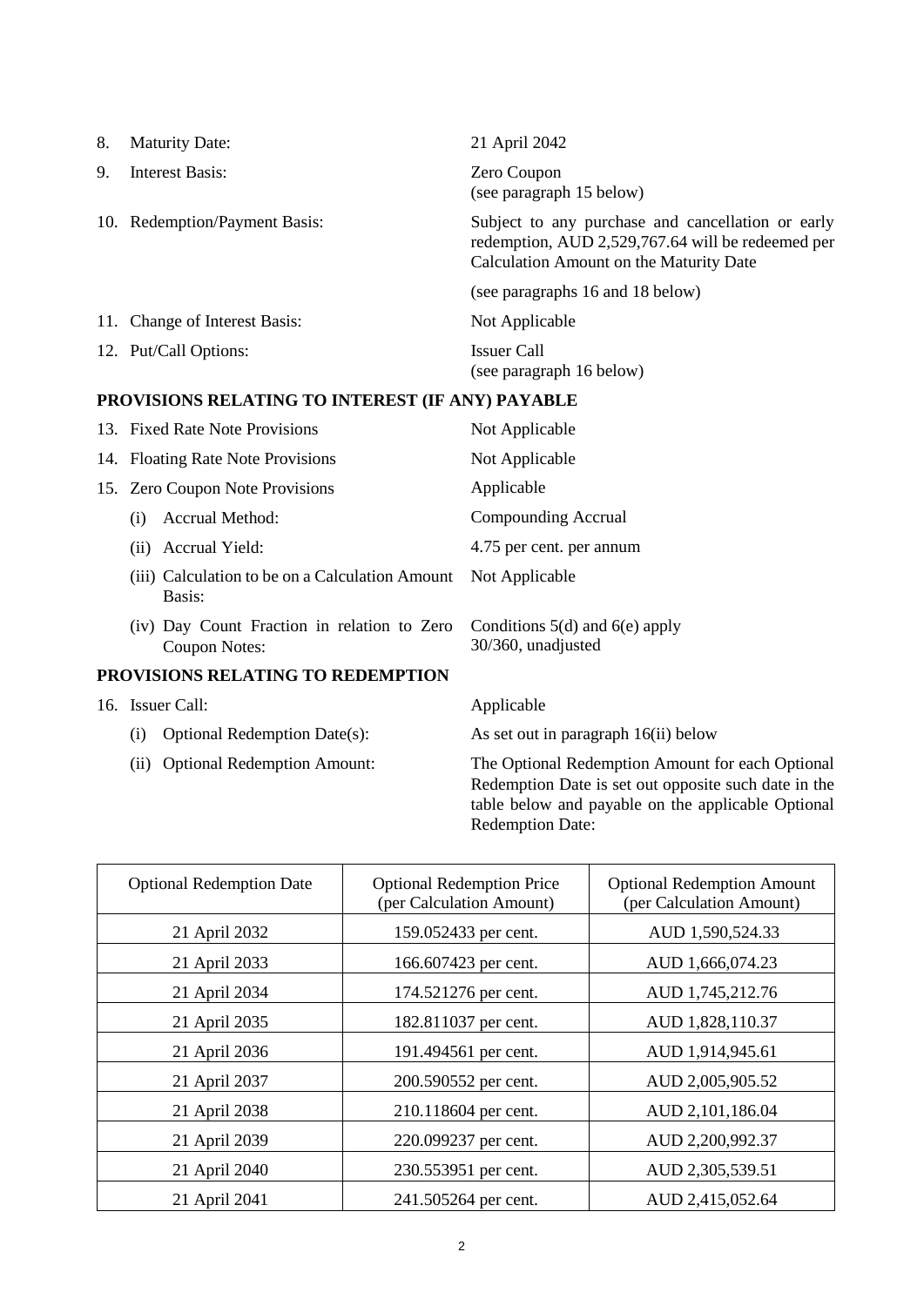| | | |
|---|---|---|
| 8. | Maturity Date: | 21 April 2042 |
| 9. | Interest Basis: | Zero Coupon<br>(see paragraph 15 below) |
| 10. | Redemption/Payment Basis: | Subject to any purchase and cancellation or early redemption, AUD 2,529,767.64 will be redeemed per Calculation Amount on the Maturity Date<br><br>(see paragraphs 16 and 18 below) |
| 11. | Change of Interest Basis: | Not Applicable |
| 12. | Put/Call Options: | Issuer Call<br>(see paragraph 16 below) |

**PROVISIONS RELATING TO INTEREST (IF ANY) PAYABLE**

| | | |
|---|---|---|
| 13. | Fixed Rate Note Provisions | Not Applicable |
| 14. | Floating Rate Note Provisions | Not Applicable |
| 15. | Zero Coupon Note Provisions | Applicable |
| | (i) Accrual Method: | Compounding Accrual |
| | (ii) Accrual Yield: | 4.75 per cent. per annum |
| | (iii) Calculation to be on a Calculation Amount Basis: | Not Applicable |
| | (iv) Day Count Fraction in relation to Zero Coupon Notes: | Conditions 5(d) and 6(e) apply<br>30/360, unadjusted |

**PROVISIONS RELATING TO REDEMPTION**

| | | |
|---|---|---|
| 16. | Issuer Call: | Applicable |
| | (i) Optional Redemption Date(s): | As set out in paragraph 16(ii) below |
| | (ii) Optional Redemption Amount: | The Optional Redemption Amount for each Optional Redemption Date is set out opposite such date in the table below and payable on the applicable Optional Redemption Date: |

| Optional Redemption Date | Optional Redemption Price (per Calculation Amount) | Optional Redemption Amount (per Calculation Amount) |
|---|---|---|
| 21 April 2032 | 159.052433 per cent. | AUD 1,590,524.33 |
| 21 April 2033 | 166.607423 per cent. | AUD 1,666,074.23 |
| 21 April 2034 | 174.521276 per cent. | AUD 1,745,212.76 |
| 21 April 2035 | 182.811037 per cent. | AUD 1,828,110.37 |
| 21 April 2036 | 191.494561 per cent. | AUD 1,914,945.61 |
| 21 April 2037 | 200.590552 per cent. | AUD 2,005,905.52 |
| 21 April 2038 | 210.118604 per cent. | AUD 2,101,186.04 |
| 21 April 2039 | 220.099237 per cent. | AUD 2,200,992.37 |
| 21 April 2040 | 230.553951 per cent. | AUD 2,305,539.51 |
| 21 April 2041 | 241.505264 per cent. | AUD 2,415,052.64 |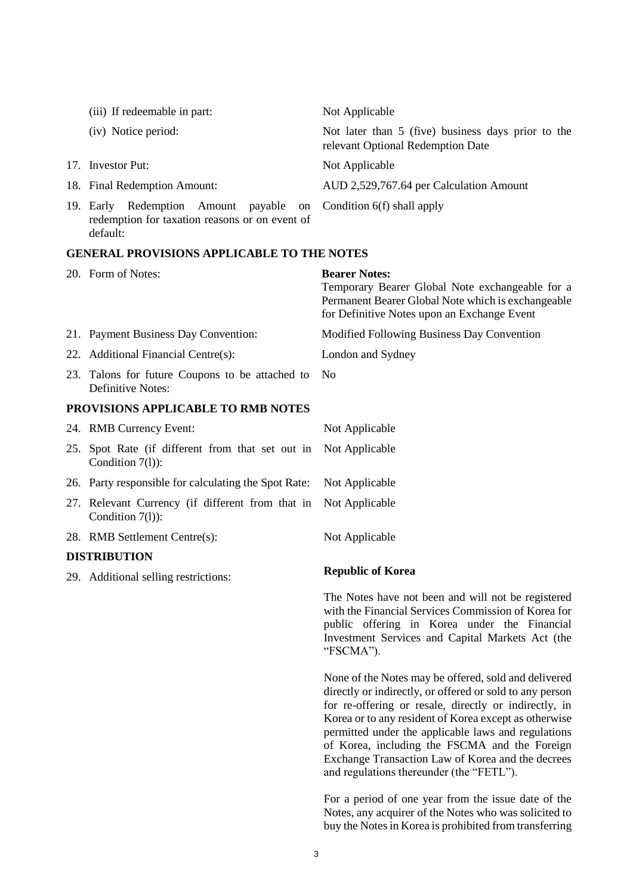| | |
|---|---|
| (iii) If redeemable in part: | Not Applicable |
| (iv) Notice period: | Not later than 5 (five) business days prior to the relevant Optional Redemption Date |
| 17. Investor Put: | Not Applicable |
| 18. Final Redemption Amount: | AUD 2,529,767.64 per Calculation Amount |
| 19. Early Redemption Amount payable on redemption for taxation reasons or on event of default: | Condition 6(f) shall apply |

## GENERAL PROVISIONS APPLICABLE TO THE NOTES

| | |
|---|---|
| 20. Form of Notes: | **Bearer Notes:** Temporary Bearer Global Note exchangeable for a Permanent Bearer Global Note which is exchangeable for Definitive Notes upon an Exchange Event |
| 21. Payment Business Day Convention: | Modified Following Business Day Convention |
| 22. Additional Financial Centre(s): | London and Sydney |
| 23. Talons for future Coupons to be attached to Definitive Notes: | No |

## PROVISIONS APPLICABLE TO RMB NOTES

| | |
|---|---|
| 24. RMB Currency Event: | Not Applicable |
| 25. Spot Rate (if different from that set out in Condition 7(l)): | Not Applicable |
| 26. Party responsible for calculating the Spot Rate: | Not Applicable |
| 27. Relevant Currency (if different from that in Condition 7(l)): | Not Applicable |
| 28. RMB Settlement Centre(s): | Not Applicable |

## DISTRIBUTION

29. Additional selling restrictions:

**Republic of Korea**

The Notes have not been and will not be registered with the Financial Services Commission of Korea for public offering in Korea under the Financial Investment Services and Capital Markets Act (the "FSCMA").

None of the Notes may be offered, sold and delivered directly or indirectly, or offered or sold to any person for re-offering or resale, directly or indirectly, in Korea or to any resident of Korea except as otherwise permitted under the applicable laws and regulations of Korea, including the FSCMA and the Foreign Exchange Transaction Law of Korea and the decrees and regulations thereunder (the "FETL").

For a period of one year from the issue date of the Notes, any acquirer of the Notes who was solicited to buy the Notes in Korea is prohibited from transferring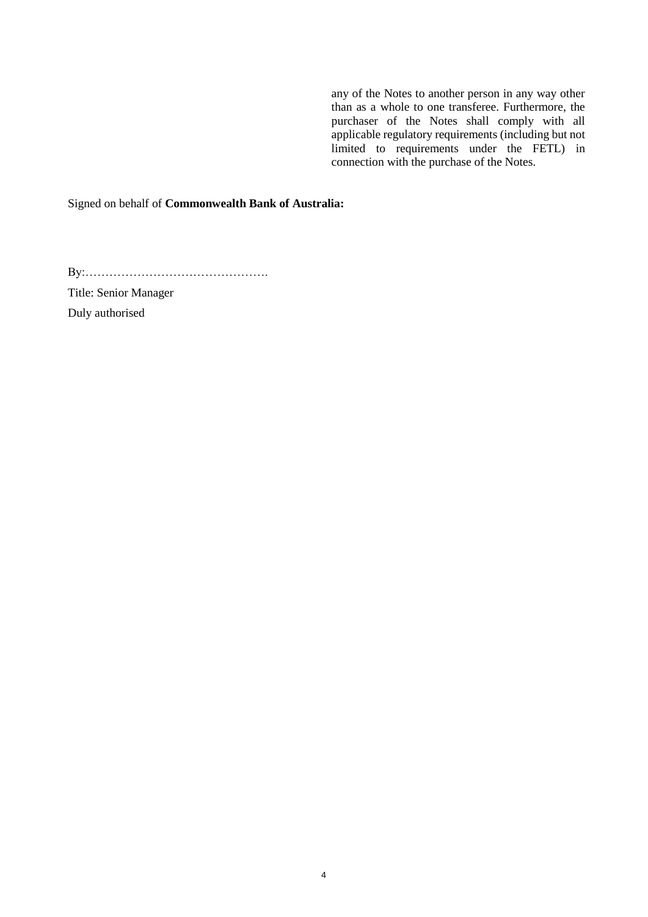any of the Notes to another person in any way other than as a whole to one transferee. Furthermore, the purchaser of the Notes shall comply with all applicable regulatory requirements (including but not limited to requirements under the FETL) in connection with the purchase of the Notes.

Signed on behalf of **Commonwealth Bank of Australia:**

By:……………………………………….

Title: Senior Manager

Duly authorised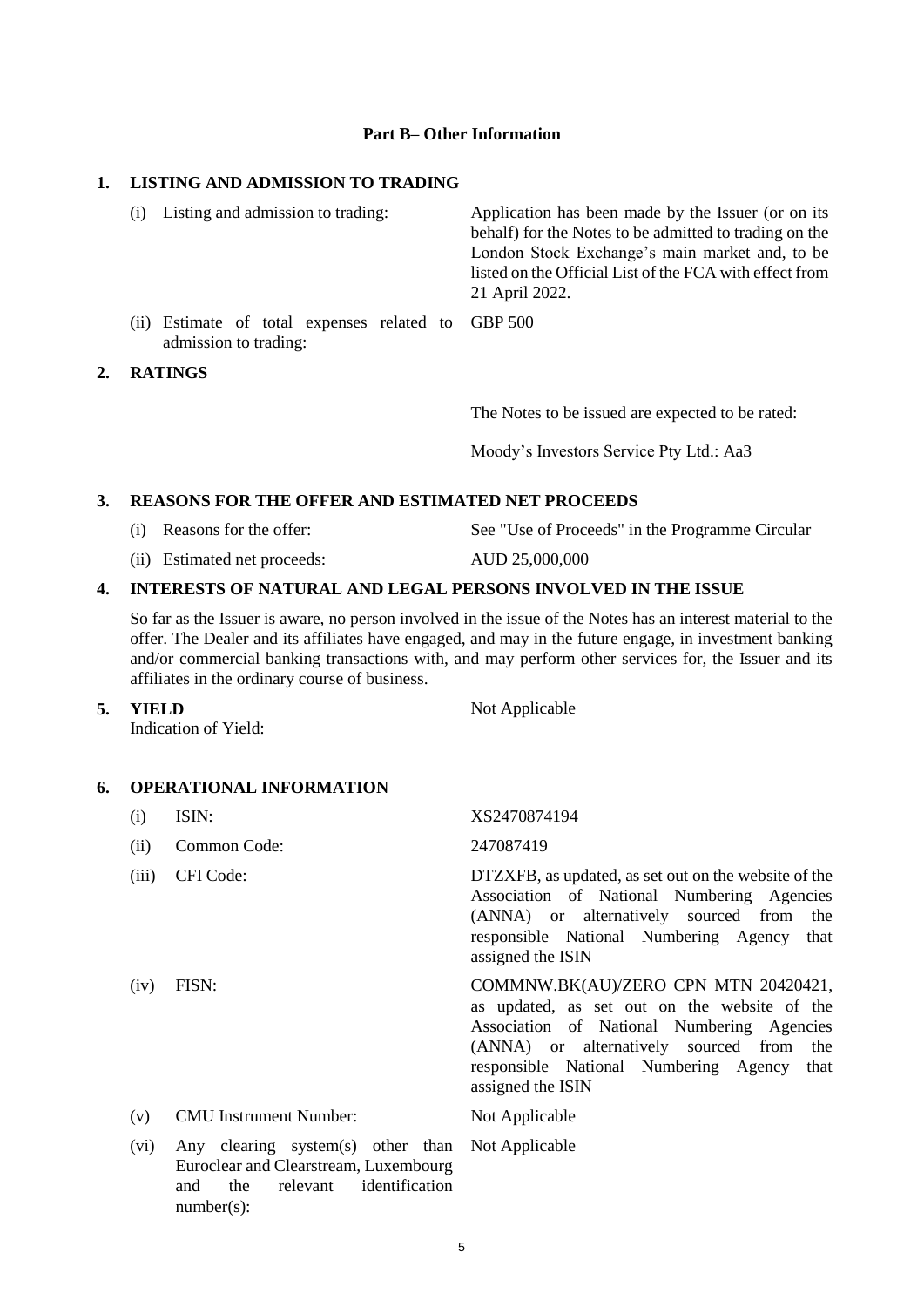## Part B– Other Information

### 1. LISTING AND ADMISSION TO TRADING

| | |
|---|---|
| (i) Listing and admission to trading: | Application has been made by the Issuer (or on its behalf) for the Notes to be admitted to trading on the London Stock Exchange's main market and, to be listed on the Official List of the FCA with effect from 21 April 2022. |
| (ii) Estimate of total expenses related to admission to trading: | GBP 500 |

### 2. RATINGS

The Notes to be issued are expected to be rated:

Moody's Investors Service Pty Ltd.: Aa3

### 3. REASONS FOR THE OFFER AND ESTIMATED NET PROCEEDS

| | |
|---|---|
| (i) Reasons for the offer: | See "Use of Proceeds" in the Programme Circular |
| (ii) Estimated net proceeds: | AUD 25,000,000 |

### 4. INTERESTS OF NATURAL AND LEGAL PERSONS INVOLVED IN THE ISSUE

So far as the Issuer is aware, no person involved in the issue of the Notes has an interest material to the offer. The Dealer and its affiliates have engaged, and may in the future engage, in investment banking and/or commercial banking transactions with, and may perform other services for, the Issuer and its affiliates in the ordinary course of business.

### 5. YIELD

| | |
|---|---|
| Indication of Yield: | Not Applicable |

### 6. OPERATIONAL INFORMATION

| | | |
|---|---|---|
| (i) | ISIN: | XS2470874194 |
| (ii) | Common Code: | 247087419 |
| (iii) | CFI Code: | DTZXFB, as updated, as set out on the website of the Association of National Numbering Agencies (ANNA) or alternatively sourced from the responsible National Numbering Agency that assigned the ISIN |
| (iv) | FISN: | COMMNW.BK(AU)/ZERO CPN MTN 20420421, as updated, as set out on the website of the Association of National Numbering Agencies (ANNA) or alternatively sourced from the responsible National Numbering Agency that assigned the ISIN |
| (v) | CMU Instrument Number: | Not Applicable |
| (vi) | Any clearing system(s) other than Euroclear and Clearstream, Luxembourg and the relevant identification number(s): | Not Applicable |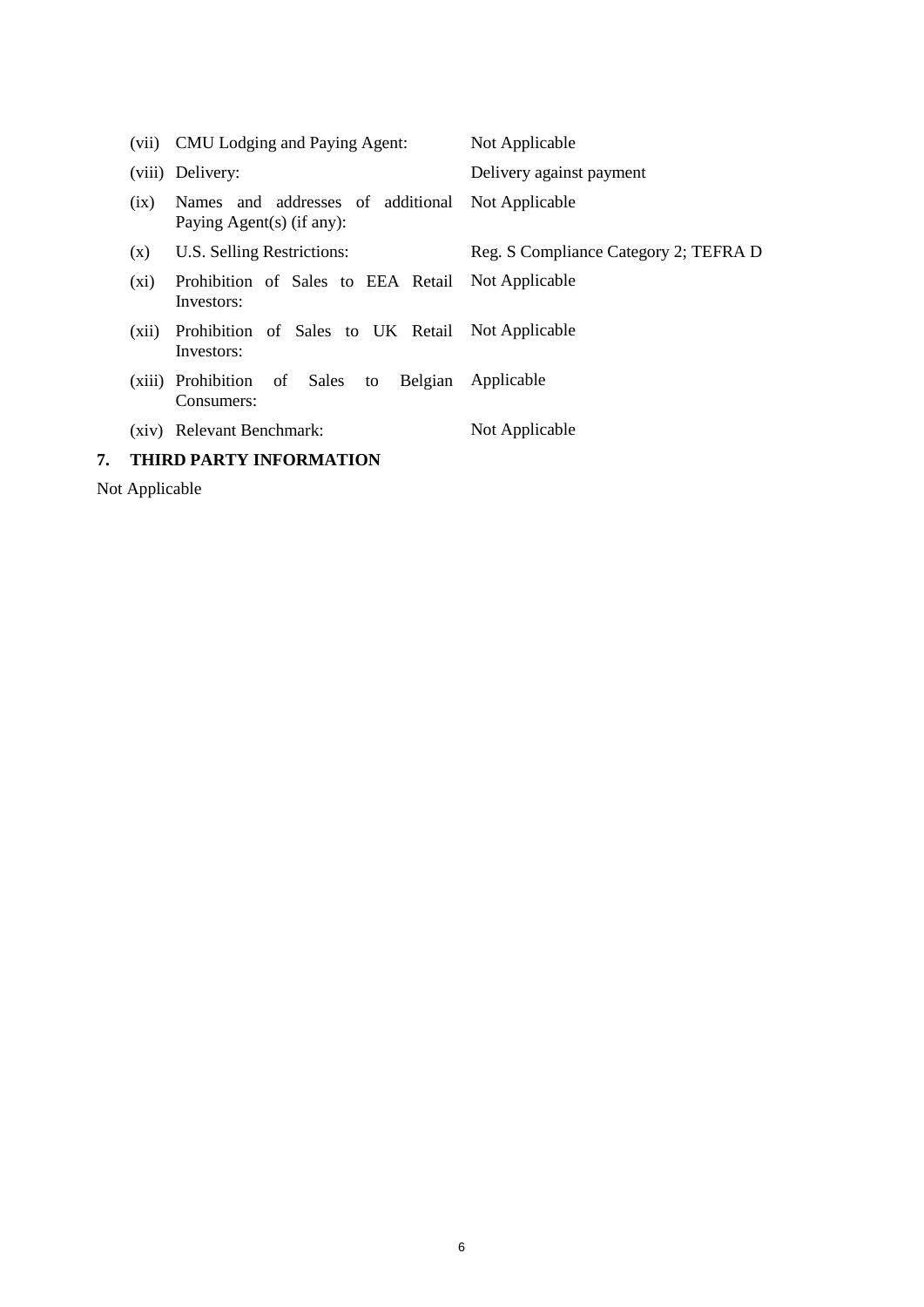| | | |
|---|---|---|
| (vii) | CMU Lodging and Paying Agent: | Not Applicable |
| (viii) | Delivery: | Delivery against payment |
| (ix) | Names and addresses of additional Paying Agent(s) (if any): | Not Applicable |
| (x) | U.S. Selling Restrictions: | Reg. S Compliance Category 2; TEFRA D |
| (xi) | Prohibition of Sales to EEA Retail Investors: | Not Applicable |
| (xii) | Prohibition of Sales to UK Retail Investors: | Not Applicable |
| (xiii) | Prohibition of Sales to Belgian Consumers: | Applicable |
| (xiv) | Relevant Benchmark: | Not Applicable |

## 7. THIRD PARTY INFORMATION

Not Applicable